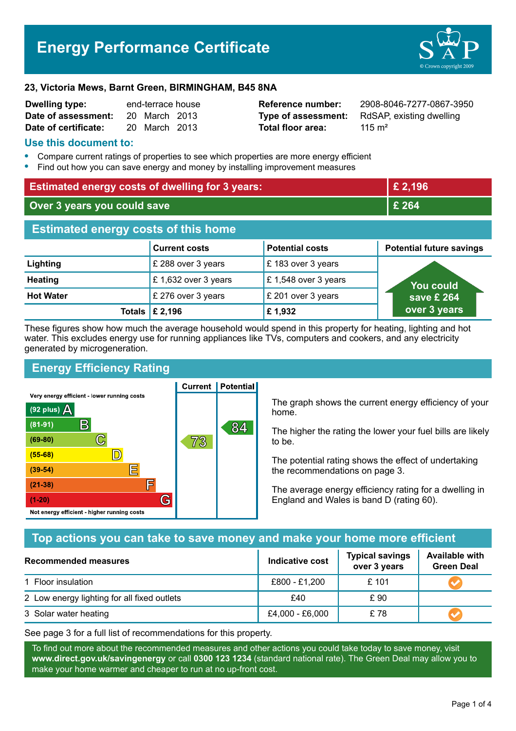# Energy Performance Certificate

**23, Victoria Mews, Barnt Green, BIRMINGHAM, B45 8NA**

| | | | |
|---|---|---|---|
| **Dwelling type:** | end-terrace house | **Reference number:** | 2908-8046-7277-0867-3950 |
| **Date of assessment:** | 20 March 2013 | **Type of assessment:** | RdSAP, existing dwelling |
| **Date of certificate:** | 20 March 2013 | **Total floor area:** | 115 m² |

## Use this document to:

- Compare current ratings of properties to see which properties are more energy efficient
- Find out how you can save energy and money by installing improvement measures

| | |
|---|---|
| **Estimated energy costs of dwelling for 3 years:** | **£ 2,196** |
| **Over 3 years you could save** | **£ 264** |

## Estimated energy costs of this home

| | Current costs | Potential costs | Potential future savings |
|---|---|---|---|
| **Lighting** | £ 288 over 3 years | £ 183 over 3 years | You could save £ 264 over 3 years |
| **Heating** | £ 1,632 over 3 years | £ 1,548 over 3 years | |
| **Hot Water** | £ 276 over 3 years | £ 201 over 3 years | |
| **Totals** | **£ 2,196** | **£ 1,932** | |

These figures show how much the average household would spend in this property for heating, lighting and hot water. This excludes energy use for running appliances like TVs, computers and cookers, and any electricity generated by microgeneration.

## Energy Efficiency Rating

| Rating band | Current | Potential |
|---|---|---|
| Very energy efficient - lower running costs | | |
| (92 plus) A | | |
| (81-91) B | | 84 |
| (69-80) C | 73 | |
| (55-68) D | | |
| (39-54) E | | |
| (21-38) F | | |
| (1-20) G | | |
| Not energy efficient - higher running costs | | |

The graph shows the current energy efficiency of your home.

The higher the rating the lower your fuel bills are likely to be.

The potential rating shows the effect of undertaking the recommendations on page 3.

The average energy efficiency rating for a dwelling in England and Wales is band D (rating 60).

## Top actions you can take to save money and make your home more efficient

| Recommended measures | Indicative cost | Typical savings over 3 years | Available with Green Deal |
|---|---|---|---|
| 1 Floor insulation | £800 - £1,200 | £ 101 | ✓ |
| 2 Low energy lighting for all fixed outlets | £40 | £ 90 | |
| 3 Solar water heating | £4,000 - £6,000 | £ 78 | ✓ |

See page 3 for a full list of recommendations for this property.

To find out more about the recommended measures and other actions you could take today to save money, visit **www.direct.gov.uk/savingenergy** or call **0300 123 1234** (standard national rate). The Green Deal may allow you to make your home warmer and cheaper to run at no up-front cost.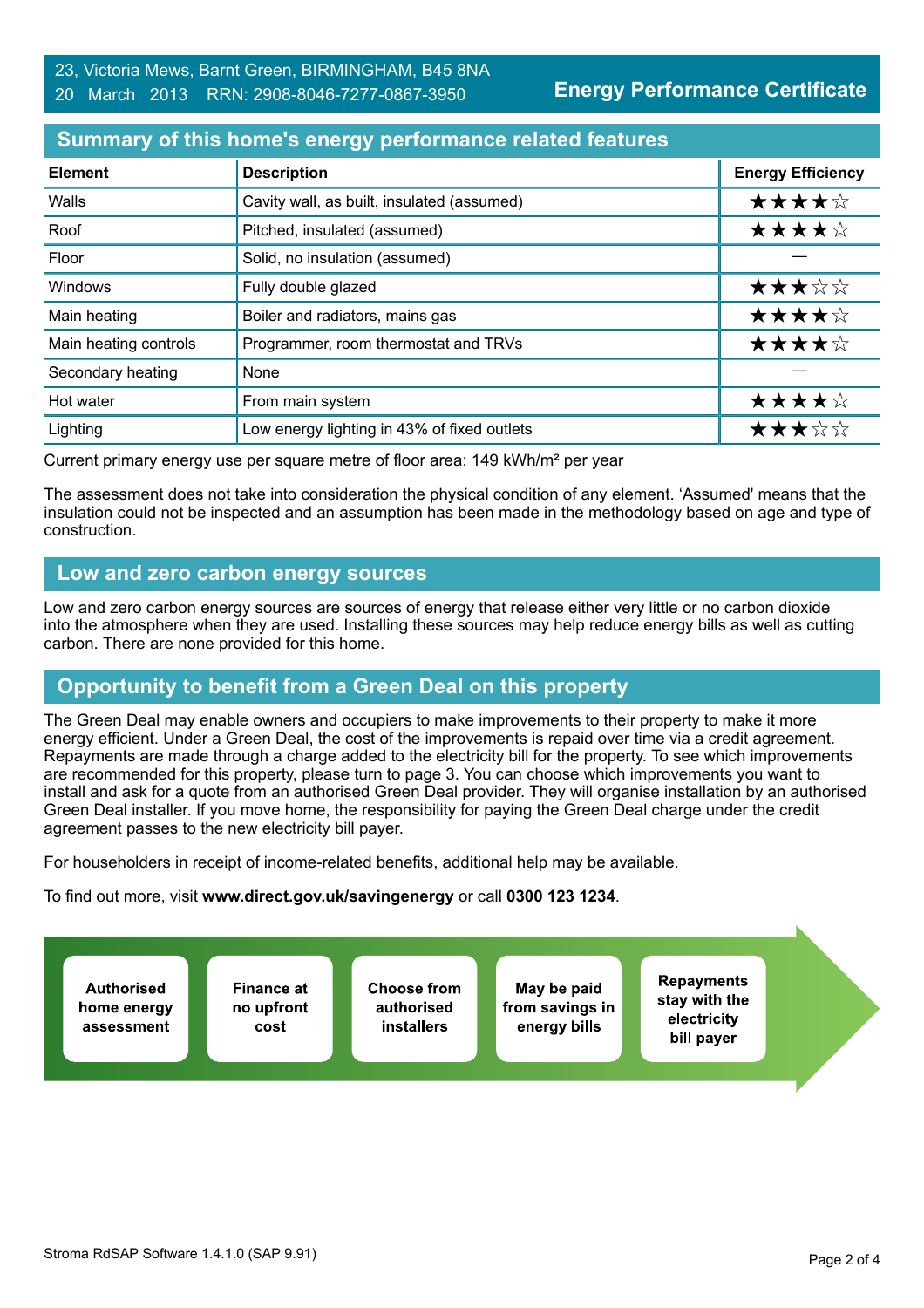23, Victoria Mews, Barnt Green, BIRMINGHAM, B45 8NA
20 March 2013 RRN: 2908-8046-7277-0867-3950

**Energy Performance Certificate**

## Summary of this home's energy performance related features

| Element | Description | Energy Efficiency |
|---|---|---|
| Walls | Cavity wall, as built, insulated (assumed) | ★★★★☆ |
| Roof | Pitched, insulated (assumed) | ★★★★☆ |
| Floor | Solid, no insulation (assumed) | — |
| Windows | Fully double glazed | ★★★☆☆ |
| Main heating | Boiler and radiators, mains gas | ★★★★☆ |
| Main heating controls | Programmer, room thermostat and TRVs | ★★★★☆ |
| Secondary heating | None | — |
| Hot water | From main system | ★★★★☆ |
| Lighting | Low energy lighting in 43% of fixed outlets | ★★★☆☆ |

Current primary energy use per square metre of floor area: 149 kWh/m² per year

The assessment does not take into consideration the physical condition of any element. 'Assumed' means that the insulation could not be inspected and an assumption has been made in the methodology based on age and type of construction.

## Low and zero carbon energy sources

Low and zero carbon energy sources are sources of energy that release either very little or no carbon dioxide into the atmosphere when they are used. Installing these sources may help reduce energy bills as well as cutting carbon. There are none provided for this home.

## Opportunity to benefit from a Green Deal on this property

The Green Deal may enable owners and occupiers to make improvements to their property to make it more energy efficient. Under a Green Deal, the cost of the improvements is repaid over time via a credit agreement. Repayments are made through a charge added to the electricity bill for the property. To see which improvements are recommended for this property, please turn to page 3. You can choose which improvements you want to install and ask for a quote from an authorised Green Deal provider. They will organise installation by an authorised Green Deal installer. If you move home, the responsibility for paying the Green Deal charge under the credit agreement passes to the new electricity bill payer.

For householders in receipt of income-related benefits, additional help may be available.

To find out more, visit **www.direct.gov.uk/savingenergy** or call **0300 123 1234**.

- **Authorised home energy assessment**
- **Finance at no upfront cost**
- **Choose from authorised installers**
- **May be paid from savings in energy bills**
- **Repayments stay with the electricity bill payer**

Stroma RdSAP Software 1.4.1.0 (SAP 9.91)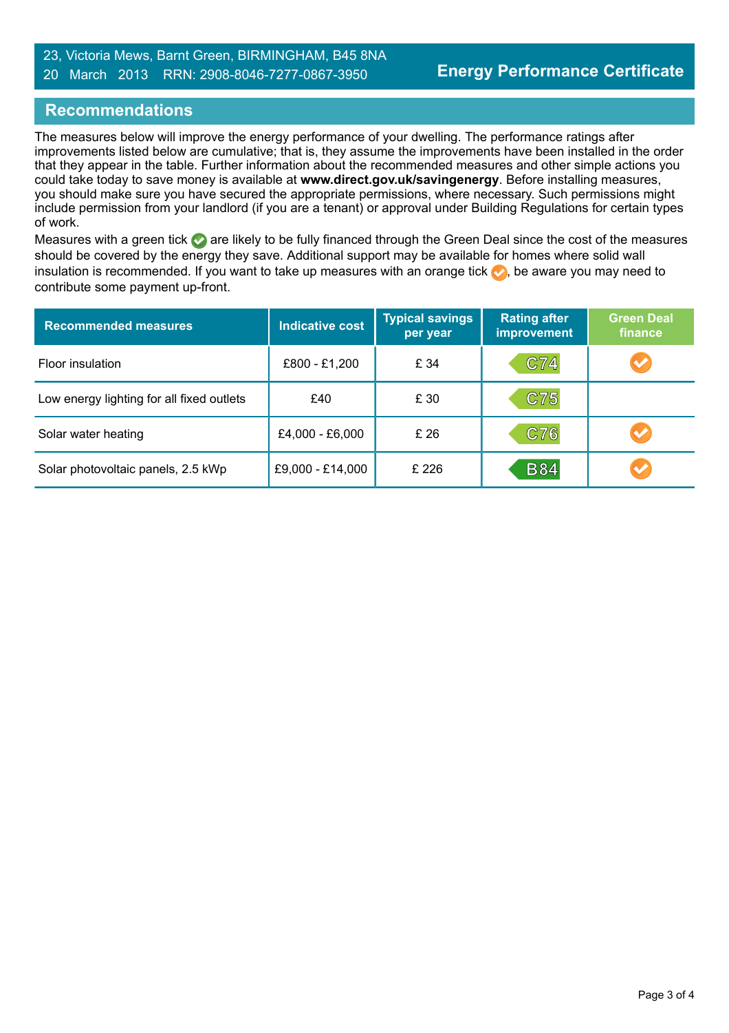23, Victoria Mews, Barnt Green, BIRMINGHAM, B45 8NA
20 March 2013 RRN: 2908-8046-7277-0867-3950

**Energy Performance Certificate**

## Recommendations

The measures below will improve the energy performance of your dwelling. The performance ratings after improvements listed below are cumulative; that is, they assume the improvements have been installed in the order that they appear in the table. Further information about the recommended measures and other simple actions you could take today to save money is available at **www.direct.gov.uk/savingenergy**. Before installing measures, you should make sure you have secured the appropriate permissions, where necessary. Such permissions might include permission from your landlord (if you are a tenant) or approval under Building Regulations for certain types of work.

Measures with a green tick ✔ are likely to be fully financed through the Green Deal since the cost of the measures should be covered by the energy they save. Additional support may be available for homes where solid wall insulation is recommended. If you want to take up measures with an orange tick ✔, be aware you may need to contribute some payment up-front.

| Recommended measures | Indicative cost | Typical savings per year | Rating after improvement | Green Deal finance |
|---|---|---|---|---|
| Floor insulation | £800 - £1,200 | £ 34 | C74 | ✔ (orange) |
| Low energy lighting for all fixed outlets | £40 | £ 30 | C75 | |
| Solar water heating | £4,000 - £6,000 | £ 26 | C76 | ✔ (orange) |
| Solar photovoltaic panels, 2.5 kWp | £9,000 - £14,000 | £ 226 | B84 | ✔ (orange) |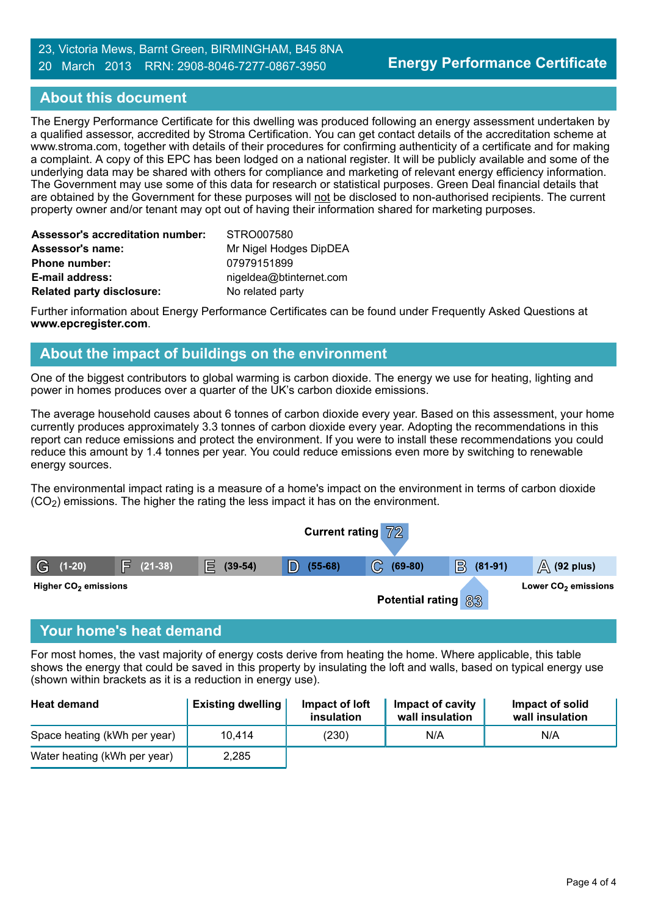23, Victoria Mews, Barnt Green, BIRMINGHAM, B45 8NA
20 March 2013 RRN: 2908-8046-7277-0867-3950

**Energy Performance Certificate**

## About this document

The Energy Performance Certificate for this dwelling was produced following an energy assessment undertaken by a qualified assessor, accredited by Stroma Certification. You can get contact details of the accreditation scheme at www.stroma.com, together with details of their procedures for confirming authenticity of a certificate and for making a complaint. A copy of this EPC has been lodged on a national register. It will be publicly available and some of the underlying data may be shared with others for compliance and marketing of relevant energy efficiency information. The Government may use some of this data for research or statistical purposes. Green Deal financial details that are obtained by the Government for these purposes will not be disclosed to non-authorised recipients. The current property owner and/or tenant may opt out of having their information shared for marketing purposes.

| | |
|---|---|
| **Assessor's accreditation number:** | STRO007580 |
| **Assessor's name:** | Mr Nigel Hodges DipDEA |
| **Phone number:** | 07979151899 |
| **E-mail address:** | nigeldea@btinternet.com |
| **Related party disclosure:** | No related party |

Further information about Energy Performance Certificates can be found under Frequently Asked Questions at **www.epcregister.com**.

## About the impact of buildings on the environment

One of the biggest contributors to global warming is carbon dioxide. The energy we use for heating, lighting and power in homes produces over a quarter of the UK's carbon dioxide emissions.

The average household causes about 6 tonnes of carbon dioxide every year. Based on this assessment, your home currently produces approximately 3.3 tonnes of carbon dioxide every year. Adopting the recommendations in this report can reduce emissions and protect the environment. If you were to install these recommendations you could reduce this amount by 1.4 tonnes per year. You could reduce emissions even more by switching to renewable energy sources.

The environmental impact rating is a measure of a home's impact on the environment in terms of carbon dioxide ($CO_2$) emissions. The higher the rating the less impact it has on the environment.

Current rating 72

G (1-20)
F (21-38)
E (39-54)
D (55-68)
C (69-80)
B (81-91)
A (92 plus)

Higher $CO_2$ emissions

Lower $CO_2$ emissions

Potential rating 83

## Your home's heat demand

For most homes, the vast majority of energy costs derive from heating the home. Where applicable, this table shows the energy that could be saved in this property by insulating the loft and walls, based on typical energy use (shown within brackets as it is a reduction in energy use).

| Heat demand | Existing dwelling | Impact of loft insulation | Impact of cavity wall insulation | Impact of solid wall insulation |
|---|---|---|---|---|
| Space heating (kWh per year) | 10,414 | (230) | N/A | N/A |
| Water heating (kWh per year) | 2,285 | | | |